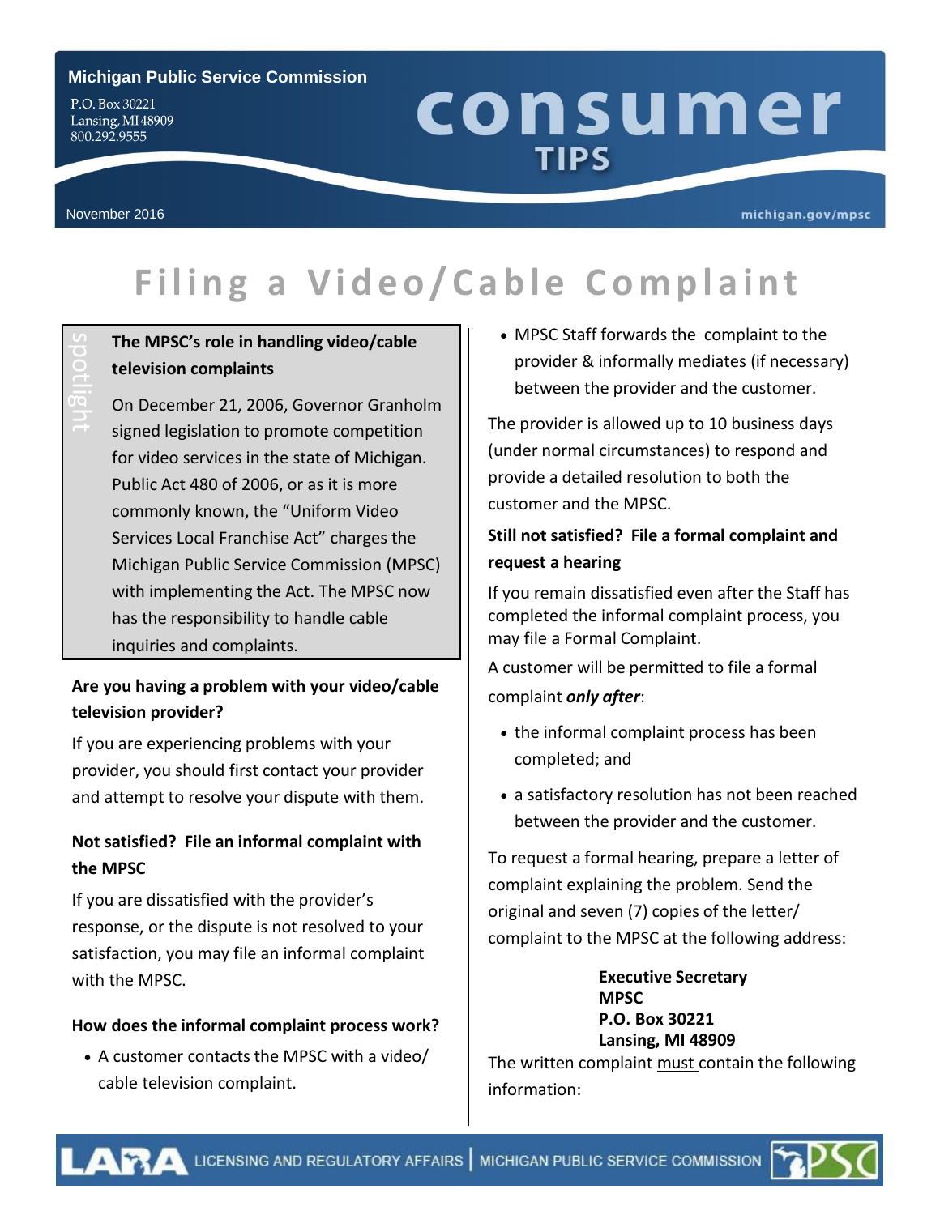**Michigan Public Service Commission**

P.O. Box 30221
Lansing, MI 48909
800.292.9555

# consumer TIPS

November 2016

michigan.gov/mpsc

# Filing a Video/Cable Complaint

spotlight

**The MPSC's role in handling video/cable television complaints**

On December 21, 2006, Governor Granholm signed legislation to promote competition for video services in the state of Michigan. Public Act 480 of 2006, or as it is more commonly known, the "Uniform Video Services Local Franchise Act" charges the Michigan Public Service Commission (MPSC) with implementing the Act. The MPSC now has the responsibility to handle cable inquiries and complaints.

### Are you having a problem with your video/cable television provider?

If you are experiencing problems with your provider, you should first contact your provider and attempt to resolve your dispute with them.

### Not satisfied? File an informal complaint with the MPSC

If you are dissatisfied with the provider's response, or the dispute is not resolved to your satisfaction, you may file an informal complaint with the MPSC.

### How does the informal complaint process work?

- A customer contacts the MPSC with a video/cable television complaint.
- MPSC Staff forwards the complaint to the provider & informally mediates (if necessary) between the provider and the customer.

The provider is allowed up to 10 business days (under normal circumstances) to respond and provide a detailed resolution to both the customer and the MPSC.

### Still not satisfied? File a formal complaint and request a hearing

If you remain dissatisfied even after the Staff has completed the informal complaint process, you may file a Formal Complaint.

A customer will be permitted to file a formal complaint ***only after***:

- the informal complaint process has been completed; and
- a satisfactory resolution has not been reached between the provider and the customer.

To request a formal hearing, prepare a letter of complaint explaining the problem. Send the original and seven (7) copies of the letter/complaint to the MPSC at the following address:

**Executive Secretary**
**MPSC**
**P.O. Box 30221**
**Lansing, MI 48909**

The written complaint must contain the following information: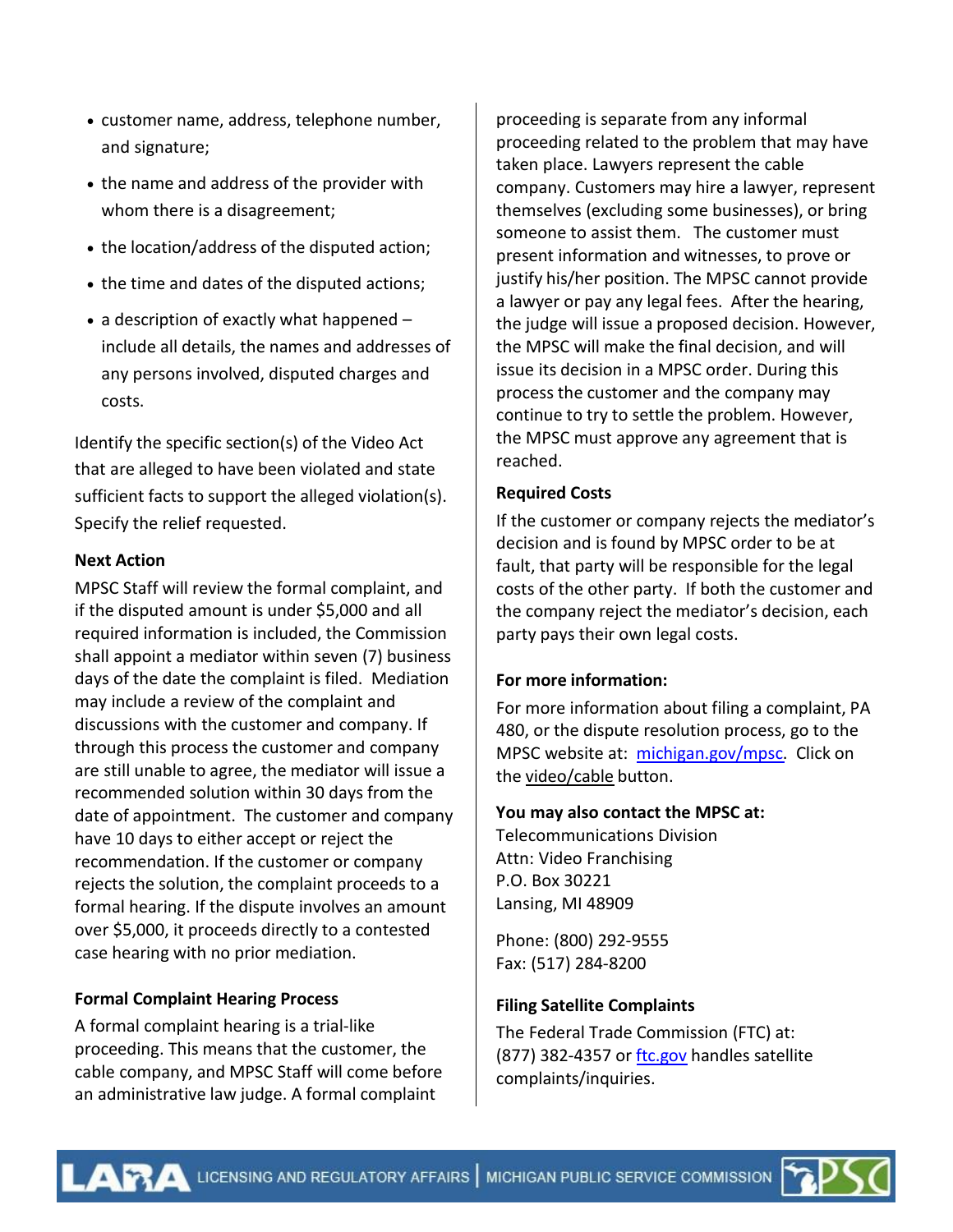- customer name, address, telephone number, and signature;
- the name and address of the provider with whom there is a disagreement;
- the location/address of the disputed action;
- the time and dates of the disputed actions;
- a description of exactly what happened – include all details, the names and addresses of any persons involved, disputed charges and costs.

Identify the specific section(s) of the Video Act that are alleged to have been violated and state sufficient facts to support the alleged violation(s). Specify the relief requested.

**Next Action**

MPSC Staff will review the formal complaint, and if the disputed amount is under $5,000 and all required information is included, the Commission shall appoint a mediator within seven (7) business days of the date the complaint is filed. Mediation may include a review of the complaint and discussions with the customer and company. If through this process the customer and company are still unable to agree, the mediator will issue a recommended solution within 30 days from the date of appointment. The customer and company have 10 days to either accept or reject the recommendation. If the customer or company rejects the solution, the complaint proceeds to a formal hearing. If the dispute involves an amount over $5,000, it proceeds directly to a contested case hearing with no prior mediation.

**Formal Complaint Hearing Process**

A formal complaint hearing is a trial-like proceeding. This means that the customer, the cable company, and MPSC Staff will come before an administrative law judge. A formal complaint proceeding is separate from any informal proceeding related to the problem that may have taken place. Lawyers represent the cable company. Customers may hire a lawyer, represent themselves (excluding some businesses), or bring someone to assist them. The customer must present information and witnesses, to prove or justify his/her position. The MPSC cannot provide a lawyer or pay any legal fees. After the hearing, the judge will issue a proposed decision. However, the MPSC will make the final decision, and will issue its decision in a MPSC order. During this process the customer and the company may continue to try to settle the problem. However, the MPSC must approve any agreement that is reached.

**Required Costs**

If the customer or company rejects the mediator's decision and is found by MPSC order to be at fault, that party will be responsible for the legal costs of the other party. If both the customer and the company reject the mediator's decision, each party pays their own legal costs.

**For more information:**

For more information about filing a complaint, PA 480, or the dispute resolution process, go to the MPSC website at: michigan.gov/mpsc. Click on the video/cable button.

**You may also contact the MPSC at:**

Telecommunications Division
Attn: Video Franchising
P.O. Box 30221
Lansing, MI 48909

Phone: (800) 292-9555
Fax: (517) 284-8200

**Filing Satellite Complaints**

The Federal Trade Commission (FTC) at: (877) 382-4357 or ftc.gov handles satellite complaints/inquiries.